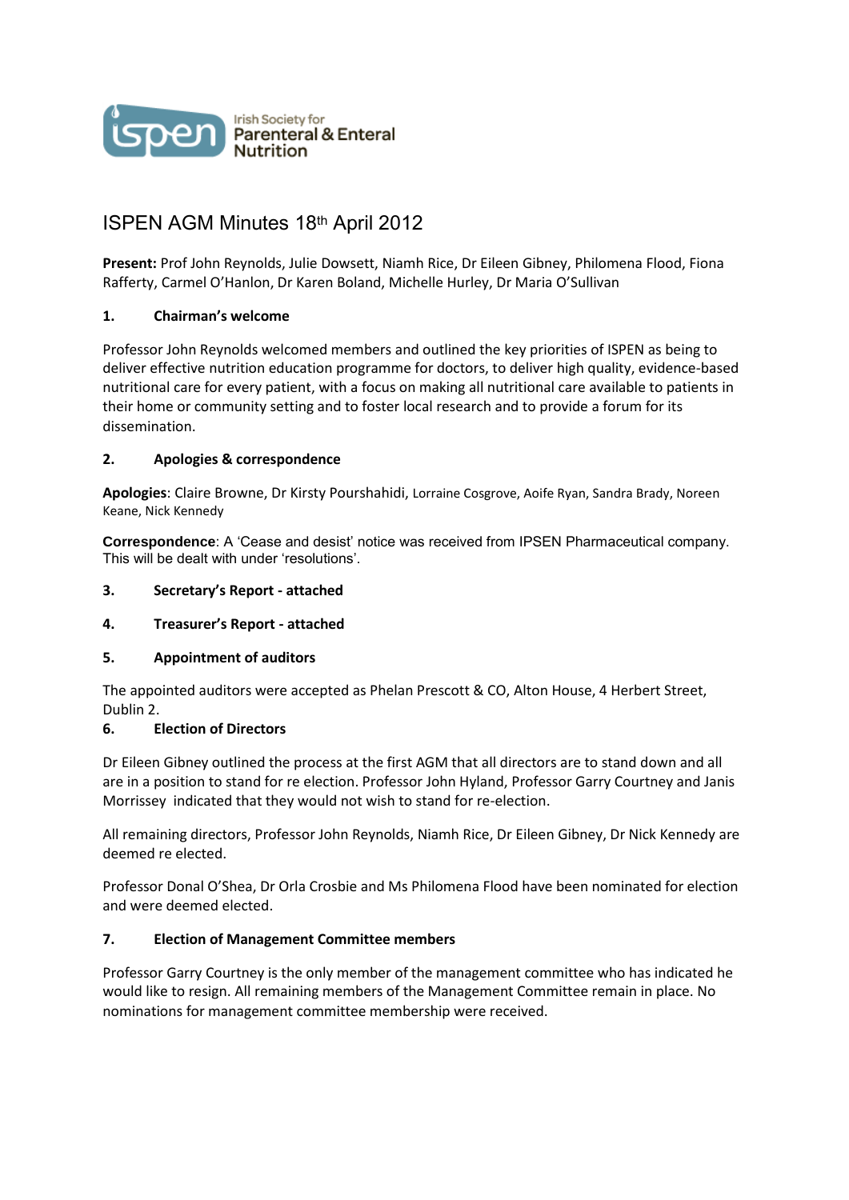Irish Society for Parenteral & Enteral Nutrition

# ISPEN AGM Minutes 18th April 2012

**Present:** Prof John Reynolds, Julie Dowsett, Niamh Rice, Dr Eileen Gibney, Philomena Flood, Fiona Rafferty, Carmel O'Hanlon, Dr Karen Boland, Michelle Hurley, Dr Maria O'Sullivan

## 1. Chairman's welcome

Professor John Reynolds welcomed members and outlined the key priorities of ISPEN as being to deliver effective nutrition education programme for doctors, to deliver high quality, evidence-based nutritional care for every patient, with a focus on making all nutritional care available to patients in their home or community setting and to foster local research and to provide a forum for its dissemination.

## 2. Apologies & correspondence

**Apologies**: Claire Browne, Dr Kirsty Pourshahidi, Lorraine Cosgrove, Aoife Ryan, Sandra Brady, Noreen Keane, Nick Kennedy

**Correspondence**: A 'Cease and desist' notice was received from IPSEN Pharmaceutical company. This will be dealt with under 'resolutions'.

## 3. Secretary's Report - attached

## 4. Treasurer's Report - attached

## 5. Appointment of auditors

The appointed auditors were accepted as Phelan Prescott & CO, Alton House, 4 Herbert Street, Dublin 2.

## 6. Election of Directors

Dr Eileen Gibney outlined the process at the first AGM that all directors are to stand down and all are in a position to stand for re election. Professor John Hyland, Professor Garry Courtney and Janis Morrissey indicated that they would not wish to stand for re-election.

All remaining directors, Professor John Reynolds, Niamh Rice, Dr Eileen Gibney, Dr Nick Kennedy are deemed re elected.

Professor Donal O'Shea, Dr Orla Crosbie and Ms Philomena Flood have been nominated for election and were deemed elected.

## 7. Election of Management Committee members

Professor Garry Courtney is the only member of the management committee who has indicated he would like to resign. All remaining members of the Management Committee remain in place. No nominations for management committee membership were received.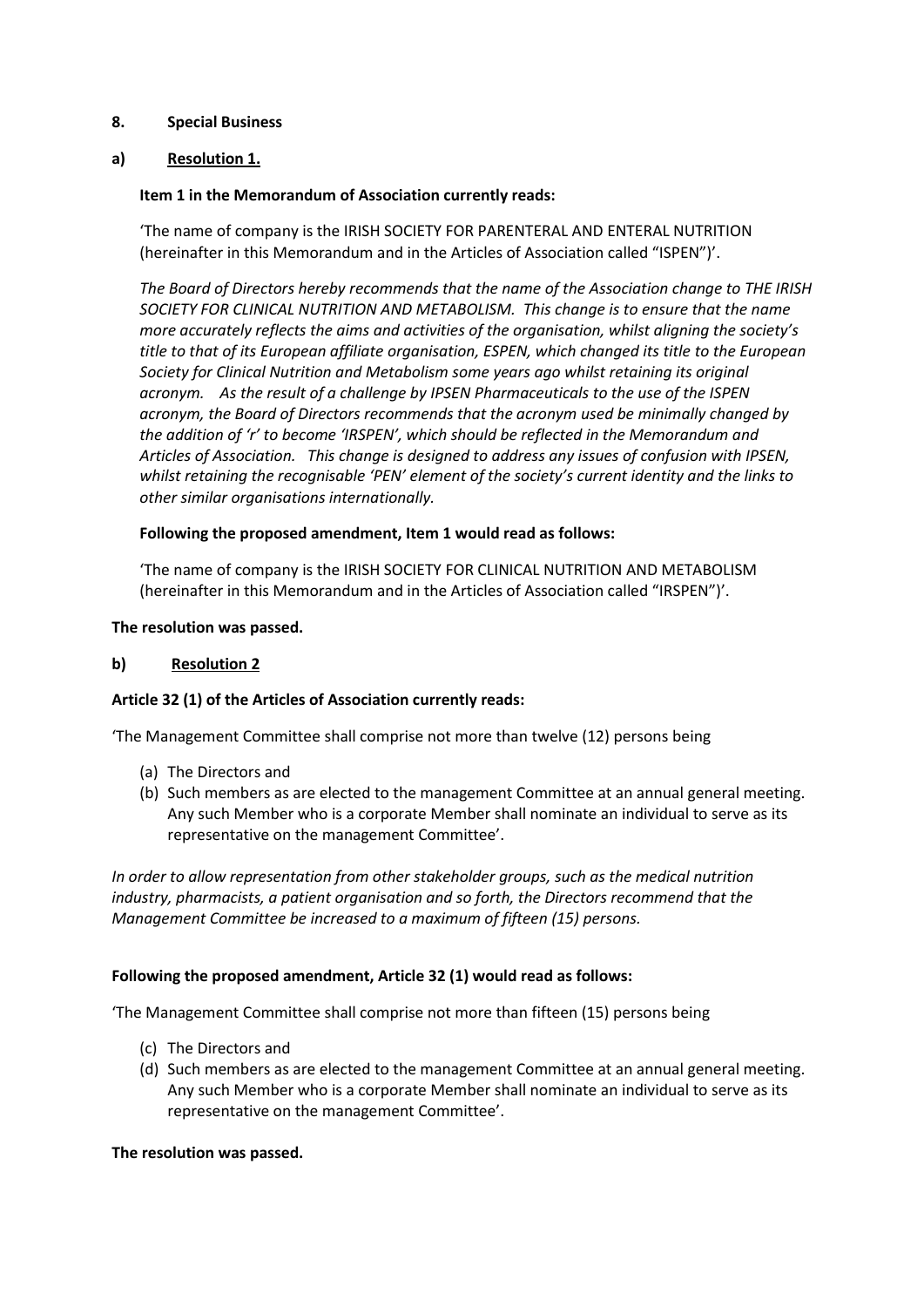**8. Special Business**

**a) Resolution 1.**

**Item 1 in the Memorandum of Association currently reads:**

'The name of company is the IRISH SOCIETY FOR PARENTERAL AND ENTERAL NUTRITION (hereinafter in this Memorandum and in the Articles of Association called "ISPEN")'.

*The Board of Directors hereby recommends that the name of the Association change to THE IRISH SOCIETY FOR CLINICAL NUTRITION AND METABOLISM. This change is to ensure that the name more accurately reflects the aims and activities of the organisation, whilst aligning the society's title to that of its European affiliate organisation, ESPEN, which changed its title to the European Society for Clinical Nutrition and Metabolism some years ago whilst retaining its original acronym. As the result of a challenge by IPSEN Pharmaceuticals to the use of the ISPEN acronym, the Board of Directors recommends that the acronym used be minimally changed by the addition of 'r' to become 'IRSPEN', which should be reflected in the Memorandum and Articles of Association. This change is designed to address any issues of confusion with IPSEN, whilst retaining the recognisable 'PEN' element of the society's current identity and the links to other similar organisations internationally.*

**Following the proposed amendment, Item 1 would read as follows:**

'The name of company is the IRISH SOCIETY FOR CLINICAL NUTRITION AND METABOLISM (hereinafter in this Memorandum and in the Articles of Association called "IRSPEN")'.

**The resolution was passed.**

**b) Resolution 2**

**Article 32 (1) of the Articles of Association currently reads:**

'The Management Committee shall comprise not more than twelve (12) persons being

(a) The Directors and
(b) Such members as are elected to the management Committee at an annual general meeting. Any such Member who is a corporate Member shall nominate an individual to serve as its representative on the management Committee'.

*In order to allow representation from other stakeholder groups, such as the medical nutrition industry, pharmacists, a patient organisation and so forth, the Directors recommend that the Management Committee be increased to a maximum of fifteen (15) persons.*

**Following the proposed amendment, Article 32 (1) would read as follows:**

'The Management Committee shall comprise not more than fifteen (15) persons being

(c) The Directors and
(d) Such members as are elected to the management Committee at an annual general meeting. Any such Member who is a corporate Member shall nominate an individual to serve as its representative on the management Committee'.

**The resolution was passed.**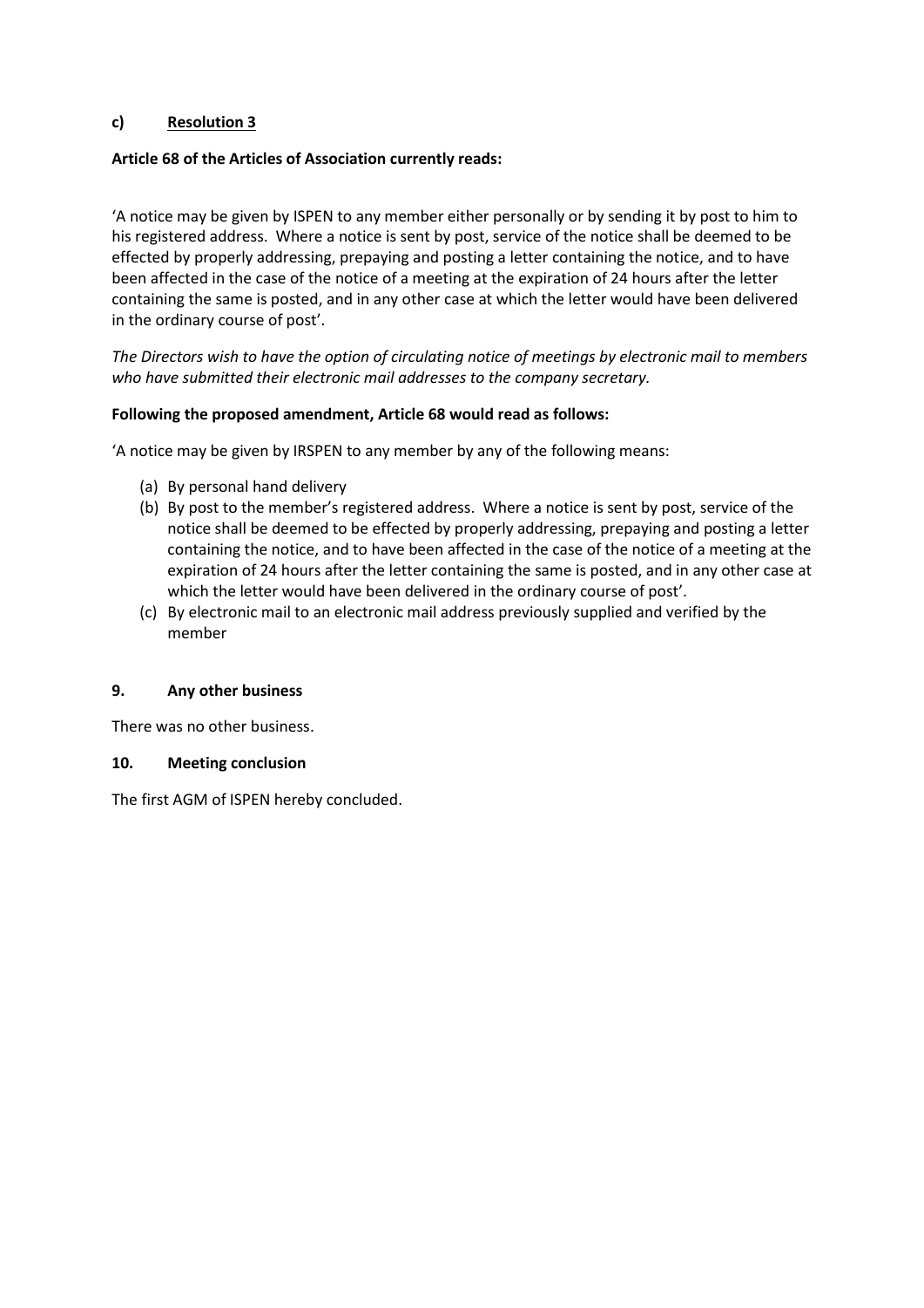**c) Resolution 3**

**Article 68 of the Articles of Association currently reads:**

'A notice may be given by ISPEN to any member either personally or by sending it by post to him to his registered address. Where a notice is sent by post, service of the notice shall be deemed to be effected by properly addressing, prepaying and posting a letter containing the notice, and to have been affected in the case of the notice of a meeting at the expiration of 24 hours after the letter containing the same is posted, and in any other case at which the letter would have been delivered in the ordinary course of post'.

*The Directors wish to have the option of circulating notice of meetings by electronic mail to members who have submitted their electronic mail addresses to the company secretary.*

**Following the proposed amendment, Article 68 would read as follows:**

'A notice may be given by IRSPEN to any member by any of the following means:

(a) By personal hand delivery
(b) By post to the member's registered address. Where a notice is sent by post, service of the notice shall be deemed to be effected by properly addressing, prepaying and posting a letter containing the notice, and to have been affected in the case of the notice of a meeting at the expiration of 24 hours after the letter containing the same is posted, and in any other case at which the letter would have been delivered in the ordinary course of post'.
(c) By electronic mail to an electronic mail address previously supplied and verified by the member

**9. Any other business**

There was no other business.

**10. Meeting conclusion**

The first AGM of ISPEN hereby concluded.